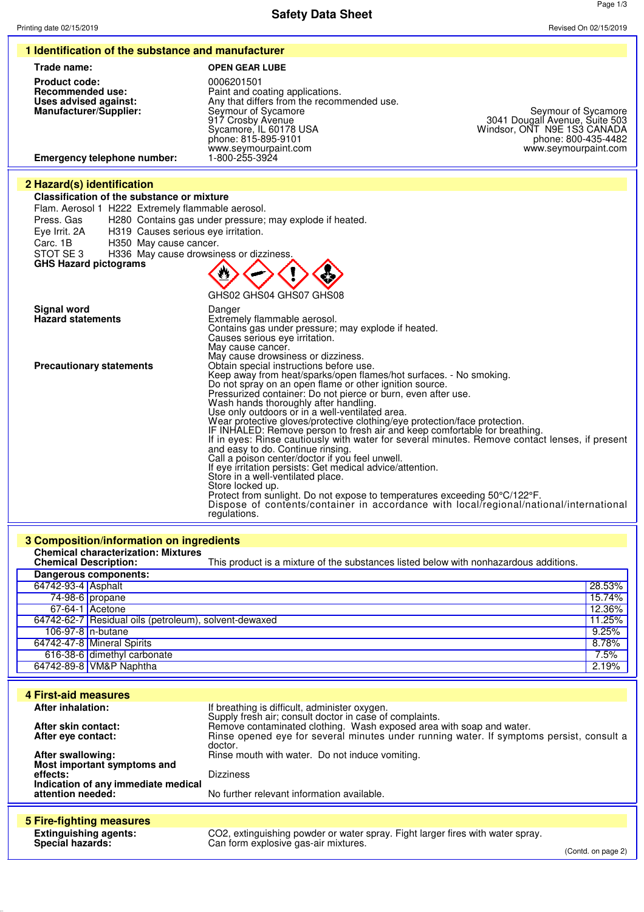# Safety Data Sheet

Printing date 02/15/2019 Revised On 02/15/2019

## 1 Identification of the substance and manufacturer

**Trade name:** **OPEN GEAR LUBE**

**Product code:** 0006201501

**Recommended use:** Paint and coating applications.

**Uses advised against:** Any that differs from the recommended use.

**Manufacturer/Supplier:**

Seymour of Sycamore
917 Crosby Avenue
Sycamore, IL 60178 USA
phone: 815-895-9101
www.seymourpaint.com

Seymour of Sycamore
3041 Dougall Avenue, Suite 503
Windsor, ONT N9E 1S3 CANADA
phone: 800-435-4482
www.seymourpaint.com

**Emergency telephone number:** 1-800-255-3924

## 2 Hazard(s) identification

**Classification of the substance or mixture**

Flam. Aerosol 1 H222 Extremely flammable aerosol.
Press. Gas H280 Contains gas under pressure; may explode if heated.
Eye Irrit. 2A H319 Causes serious eye irritation.
Carc. 1B H350 May cause cancer.
STOT SE 3 H336 May cause drowsiness or dizziness.

**GHS Hazard pictograms**

GHS02 GHS04 GHS07 GHS08

**Signal word** Danger

**Hazard statements**
Extremely flammable aerosol.
Contains gas under pressure; may explode if heated.
Causes serious eye irritation.
May cause cancer.
May cause drowsiness or dizziness.

**Precautionary statements**
Obtain special instructions before use.
Keep away from heat/sparks/open flames/hot surfaces. - No smoking.
Do not spray on an open flame or other ignition source.
Pressurized container: Do not pierce or burn, even after use.
Wash hands thoroughly after handling.
Use only outdoors or in a well-ventilated area.
Wear protective gloves/protective clothing/eye protection/face protection.
IF INHALED: Remove person to fresh air and keep comfortable for breathing.
If in eyes: Rinse cautiously with water for several minutes. Remove contact lenses, if present and easy to do. Continue rinsing.
Call a poison center/doctor if you feel unwell.
If eye irritation persists: Get medical advice/attention.
Store in a well-ventilated place.
Store locked up.
Protect from sunlight. Do not expose to temperatures exceeding 50°C/122°F.
Dispose of contents/container in accordance with local/regional/national/international regulations.

## 3 Composition/information on ingredients

**Chemical characterization: Mixtures**

**Chemical Description:** This product is a mixture of the substances listed below with nonhazardous additions.

**Dangerous components:**

| CAS | Component | % |
|---|---|---|
| 64742-93-4 | Asphalt | 28.53% |
| 74-98-6 | propane | 15.74% |
| 67-64-1 | Acetone | 12.36% |
| 64742-62-7 | Residual oils (petroleum), solvent-dewaxed | 11.25% |
| 106-97-8 | n-butane | 9.25% |
| 64742-47-8 | Mineral Spirits | 8.78% |
| 616-38-6 | dimethyl carbonate | 7.5% |
| 64742-89-8 | VM&P Naphtha | 2.19% |

## 4 First-aid measures

**After inhalation:** If breathing is difficult, administer oxygen. Supply fresh air; consult doctor in case of complaints.

**After skin contact:** Remove contaminated clothing. Wash exposed area with soap and water.

**After eye contact:** Rinse opened eye for several minutes under running water. If symptoms persist, consult a doctor.

**After swallowing:** Rinse mouth with water. Do not induce vomiting.

**Most important symptoms and effects:** Dizziness

**Indication of any immediate medical attention needed:** No further relevant information available.

## 5 Fire-fighting measures

**Extinguishing agents:** $CO_2$, extinguishing powder or water spray. Fight larger fires with water spray.

**Special hazards:** Can form explosive gas-air mixtures.

(Contd. on page 2)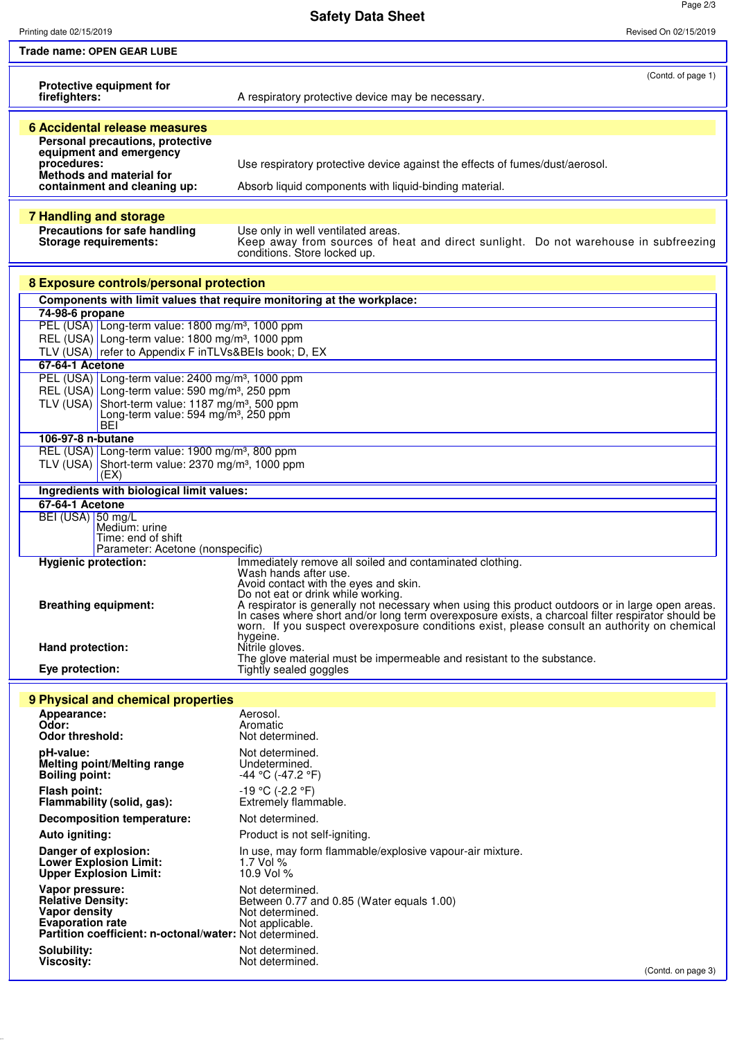Trade name: **OPEN GEAR LUBE**

(Contd. of page 1)

**Protective equipment for firefighters:** A respiratory protective device may be necessary.

## 6 Accidental release measures

**Personal precautions, protective equipment and emergency procedures:** Use respiratory protective device against the effects of fumes/dust/aerosol.

**Methods and material for containment and cleaning up:** Absorb liquid components with liquid-binding material.

## 7 Handling and storage

**Precautions for safe handling** Use only in well ventilated areas.

**Storage requirements:** Keep away from sources of heat and direct sunlight. Do not warehouse in subfreezing conditions. Store locked up.

## 8 Exposure controls/personal protection

**Components with limit values that require monitoring at the workplace:**

| | |
|---|---|
| **74-98-6 propane** | |
| PEL (USA) | Long-term value: 1800 mg/m³, 1000 ppm |
| REL (USA) | Long-term value: 1800 mg/m³, 1000 ppm |
| TLV (USA) | refer to Appendix F inTLVs&BEIs book; D, EX |
| **67-64-1 Acetone** | |
| PEL (USA) | Long-term value: 2400 mg/m³, 1000 ppm |
| REL (USA) | Long-term value: 590 mg/m³, 250 ppm |
| TLV (USA) | Short-term value: 1187 mg/m³, 500 ppm<br>Long-term value: 594 mg/m³, 250 ppm<br>BEI |
| **106-97-8 n-butane** | |
| REL (USA) | Long-term value: 1900 mg/m³, 800 ppm |
| TLV (USA) | Short-term value: 2370 mg/m³, 1000 ppm<br>(EX) |

**Ingredients with biological limit values:**

| | |
|---|---|
| **67-64-1 Acetone** | |
| BEI (USA) | 50 mg/L<br>Medium: urine<br>Time: end of shift<br>Parameter: Acetone (nonspecific) |

**Hygienic protection:** Immediately remove all soiled and contaminated clothing.
Wash hands after use.
Avoid contact with the eyes and skin.
Do not eat or drink while working.

**Breathing equipment:** A respirator is generally not necessary when using this product outdoors or in large open areas. In cases where short and/or long term overexposure exists, a charcoal filter respirator should be worn. If you suspect overexposure conditions exist, please consult an authority on chemical hygeine.

**Hand protection:** Nitrile gloves.
The glove material must be impermeable and resistant to the substance.

**Eye protection:** Tightly sealed goggles

## 9 Physical and chemical properties

| | |
|---|---|
| **Appearance:** | Aerosol. |
| **Odor:** | Aromatic |
| **Odor threshold:** | Not determined. |
| **pH-value:** | Not determined. |
| **Melting point/Melting range** | Undetermined. |
| **Boiling point:** | -44 °C (-47.2 °F) |
| **Flash point:** | -19 °C (-2.2 °F) |
| **Flammability (solid, gas):** | Extremely flammable. |
| **Decomposition temperature:** | Not determined. |
| **Auto igniting:** | Product is not self-igniting. |
| **Danger of explosion:** | In use, may form flammable/explosive vapour-air mixture. |
| **Lower Explosion Limit:** | 1.7 Vol % |
| **Upper Explosion Limit:** | 10.9 Vol % |
| **Vapor pressure:** | Not determined. |
| **Relative Density:** | Between 0.77 and 0.85 (Water equals 1.00) |
| **Vapor density** | Not determined. |
| **Evaporation rate** | Not applicable. |
| **Partition coefficient: n-octanol/water:** | Not determined. |
| **Solubility:** | Not determined. |
| **Viscosity:** | Not determined. |

(Contd. on page 3)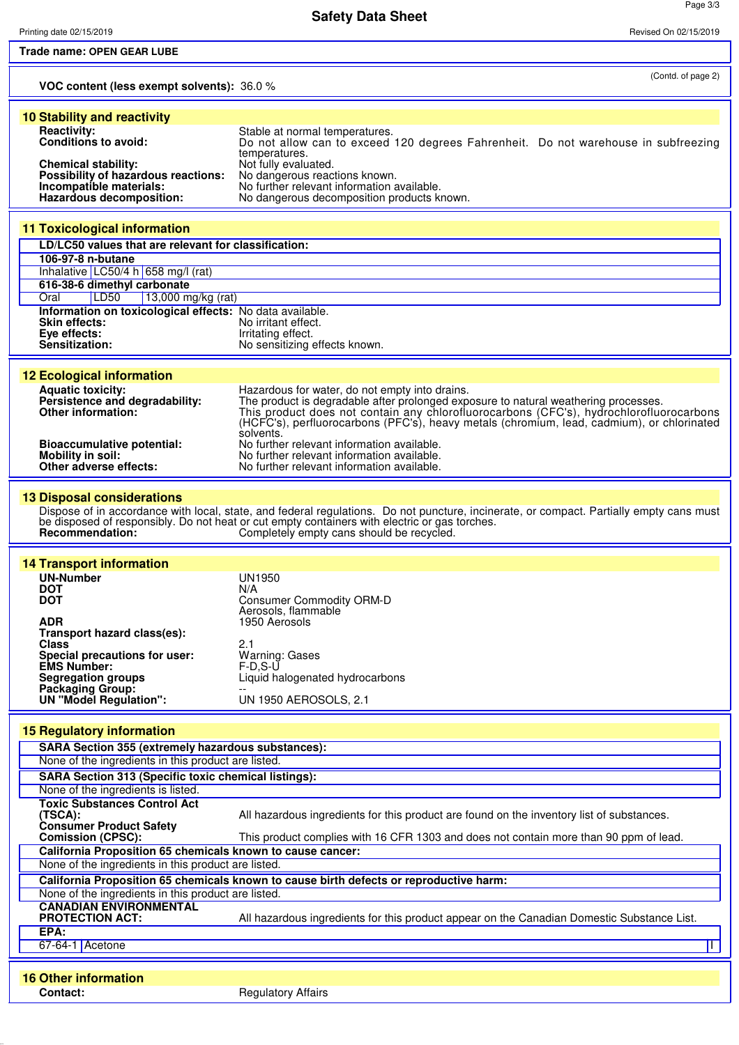**Trade name: OPEN GEAR LUBE**

(Contd. of page 2)

**VOC content (less exempt solvents):** 36.0 %

## 10 Stability and reactivity

**Reactivity:** Stable at normal temperatures.
**Conditions to avoid:** Do not allow can to exceed 120 degrees Fahrenheit. Do not warehouse in subfreezing temperatures.
**Chemical stability:** Not fully evaluated.
**Possibility of hazardous reactions:** No dangerous reactions known.
**Incompatible materials:** No further relevant information available.
**Hazardous decomposition:** No dangerous decomposition products known.

## 11 Toxicological information

**LD/LC50 values that are relevant for classification:**

| | | |
|---|---|---|
| **106-97-8 n-butane** | | |
| Inhalative | LC50/4 h | 658 mg/l (rat) |
| **616-38-6 dimethyl carbonate** | | |
| Oral | LD50 | 13,000 mg/kg (rat) |

**Information on toxicological effects:** No data available.
**Skin effects:** No irritant effect.
**Eye effects:** Irritating effect.
**Sensitization:** No sensitizing effects known.

## 12 Ecological information

**Aquatic toxicity:** Hazardous for water, do not empty into drains.
**Persistence and degradability:** The product is degradable after prolonged exposure to natural weathering processes.
**Other information:** This product does not contain any chlorofluorocarbons (CFC's), hydrochlorofluorocarbons (HCFC's), perfluorocarbons (PFC's), heavy metals (chromium, lead, cadmium), or chlorinated solvents.
**Bioaccumulative potential:** No further relevant information available.
**Mobility in soil:** No further relevant information available.
**Other adverse effects:** No further relevant information available.

## 13 Disposal considerations

Dispose of in accordance with local, state, and federal regulations. Do not puncture, incinerate, or compact. Partially empty cans must be disposed of responsibly. Do not heat or cut empty containers with electric or gas torches.
**Recommendation:** Completely empty cans should be recycled.

## 14 Transport information

**UN-Number** UN1950
**DOT** N/A
**DOT** Consumer Commodity ORM-D
Aerosols, flammable
**ADR** 1950 Aerosols
**Transport hazard class(es):**
**Class** 2.1
**Special precautions for user:** Warning: Gases
**EMS Number:** F-D,S-U
**Segregation groups** Liquid halogenated hydrocarbons
**Packaging Group:** --
**UN "Model Regulation":** UN 1950 AEROSOLS, 2.1

## 15 Regulatory information

**SARA Section 355 (extremely hazardous substances):**
None of the ingredients in this product are listed.

**SARA Section 313 (Specific toxic chemical listings):**
None of the ingredients is listed.

**Toxic Substances Control Act (TSCA):** All hazardous ingredients for this product are found on the inventory list of substances.
**Consumer Product Safety Comission (CPSC):** This product complies with 16 CFR 1303 and does not contain more than 90 ppm of lead.

**California Proposition 65 chemicals known to cause cancer:**
None of the ingredients in this product are listed.

**California Proposition 65 chemicals known to cause birth defects or reproductive harm:**
None of the ingredients in this product are listed.

**CANADIAN ENVIRONMENTAL PROTECTION ACT:** All hazardous ingredients for this product appear on the Canadian Domestic Substance List.

**EPA:**

| | | |
|---|---|---|
| 67-64-1 | Acetone | I |

## 16 Other information

**Contact:** Regulatory Affairs